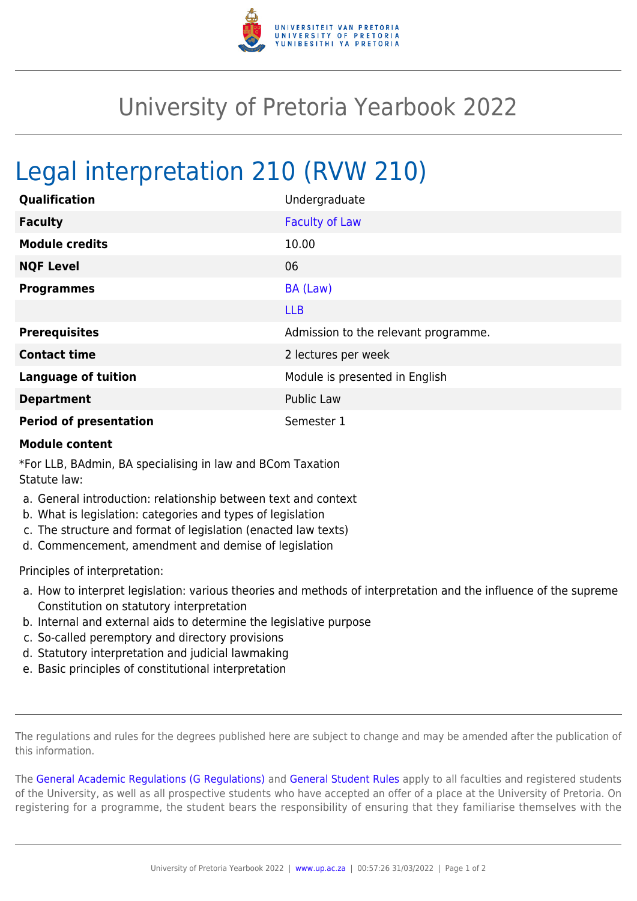# University of Pretoria Yearbook 2022

## Legal interpretation 210 (RVW 210)

| | |
|---|---|
| **Qualification** | Undergraduate |
| **Faculty** | Faculty of Law |
| **Module credits** | 10.00 |
| **NQF Level** | 06 |
| **Programmes** | BA (Law) |
| | LLB |
| **Prerequisites** | Admission to the relevant programme. |
| **Contact time** | 2 lectures per week |
| **Language of tuition** | Module is presented in English |
| **Department** | Public Law |
| **Period of presentation** | Semester 1 |

**Module content**

*For LLB, BAdmin, BA specialising in law and BCom Taxation
Statute law:

a. General introduction: relationship between text and context
b. What is legislation: categories and types of legislation
c. The structure and format of legislation (enacted law texts)
d. Commencement, amendment and demise of legislation

Principles of interpretation:

a. How to interpret legislation: various theories and methods of interpretation and the influence of the supreme Constitution on statutory interpretation
b. Internal and external aids to determine the legislative purpose
c. So-called peremptory and directory provisions
d. Statutory interpretation and judicial lawmaking
e. Basic principles of constitutional interpretation

---

The regulations and rules for the degrees published here are subject to change and may be amended after the publication of this information.

The General Academic Regulations (G Regulations) and General Student Rules apply to all faculties and registered students of the University, as well as all prospective students who have accepted an offer of a place at the University of Pretoria. On registering for a programme, the student bears the responsibility of ensuring that they familiarise themselves with the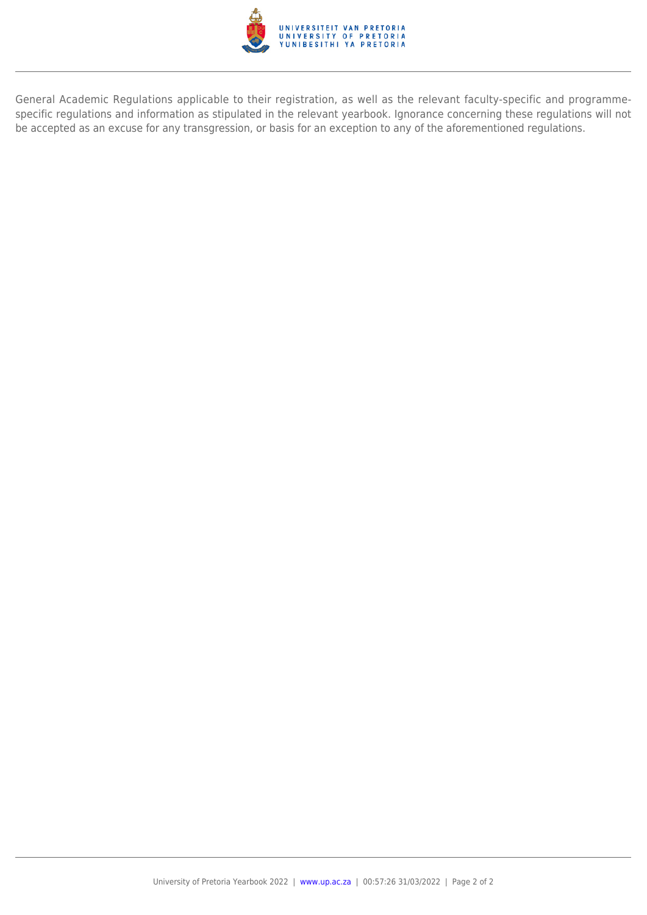General Academic Regulations applicable to their registration, as well as the relevant faculty-specific and programme-specific regulations and information as stipulated in the relevant yearbook. Ignorance concerning these regulations will not be accepted as an excuse for any transgression, or basis for an exception to any of the aforementioned regulations.